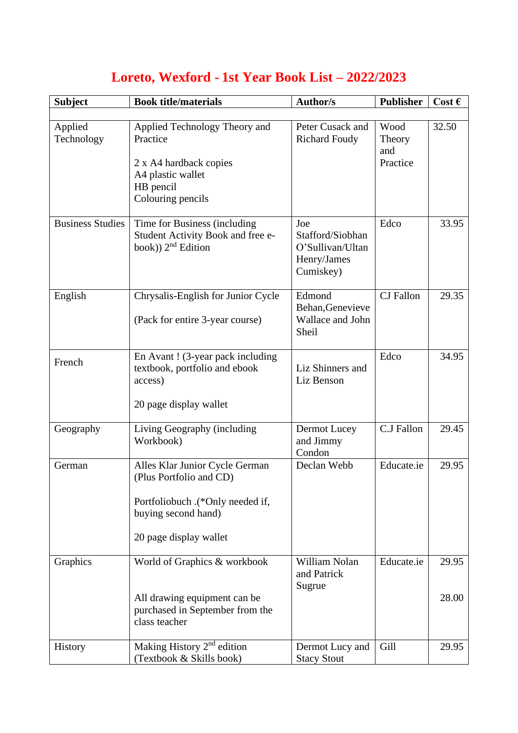# Loreto, Wexford - 1st Year Book List – 2022/2023

| Subject | Book title/materials | Author/s | Publisher | Cost € |
|---|---|---|---|---|
| | | | | |
| Applied Technology | Applied Technology Theory and Practice<br><br>2 x A4 hardback copies<br>A4 plastic wallet<br>HB pencil<br>Colouring pencils | Peter Cusack and Richard Foudy | Wood Theory and Practice | 32.50 |
| Business Studies | Time for Business (including Student Activity Book and free e-book)) 2nd Edition | Joe Stafford/Siobhan O'Sullivan/Ultan Henry/James Cumiskey) | Edco | 33.95 |
| English | Chrysalis-English for Junior Cycle<br><br>(Pack for entire 3-year course) | Edmond Behan,Genevieve Wallace and John Sheil | CJ Fallon | 29.35 |
| French | En Avant ! (3-year pack including textbook, portfolio and ebook access)<br><br>20 page display wallet | Liz Shinners and Liz Benson | Edco | 34.95 |
| Geography | Living Geography (including Workbook) | Dermot Lucey and Jimmy Condon | C.J Fallon | 29.45 |
| German | Alles Klar Junior Cycle German (Plus Portfolio and CD)<br><br>Portfoliobuch .(*Only needed if, buying second hand)<br><br>20 page display wallet | Declan Webb | Educate.ie | 29.95 |
| Graphics | World of Graphics & workbook<br><br>All drawing equipment can be purchased in September from the class teacher | William Nolan and Patrick Sugrue | Educate.ie | 29.95<br><br>28.00 |
| History | Making History 2nd edition (Textbook & Skills book) | Dermot Lucy and Stacy Stout | Gill | 29.95 |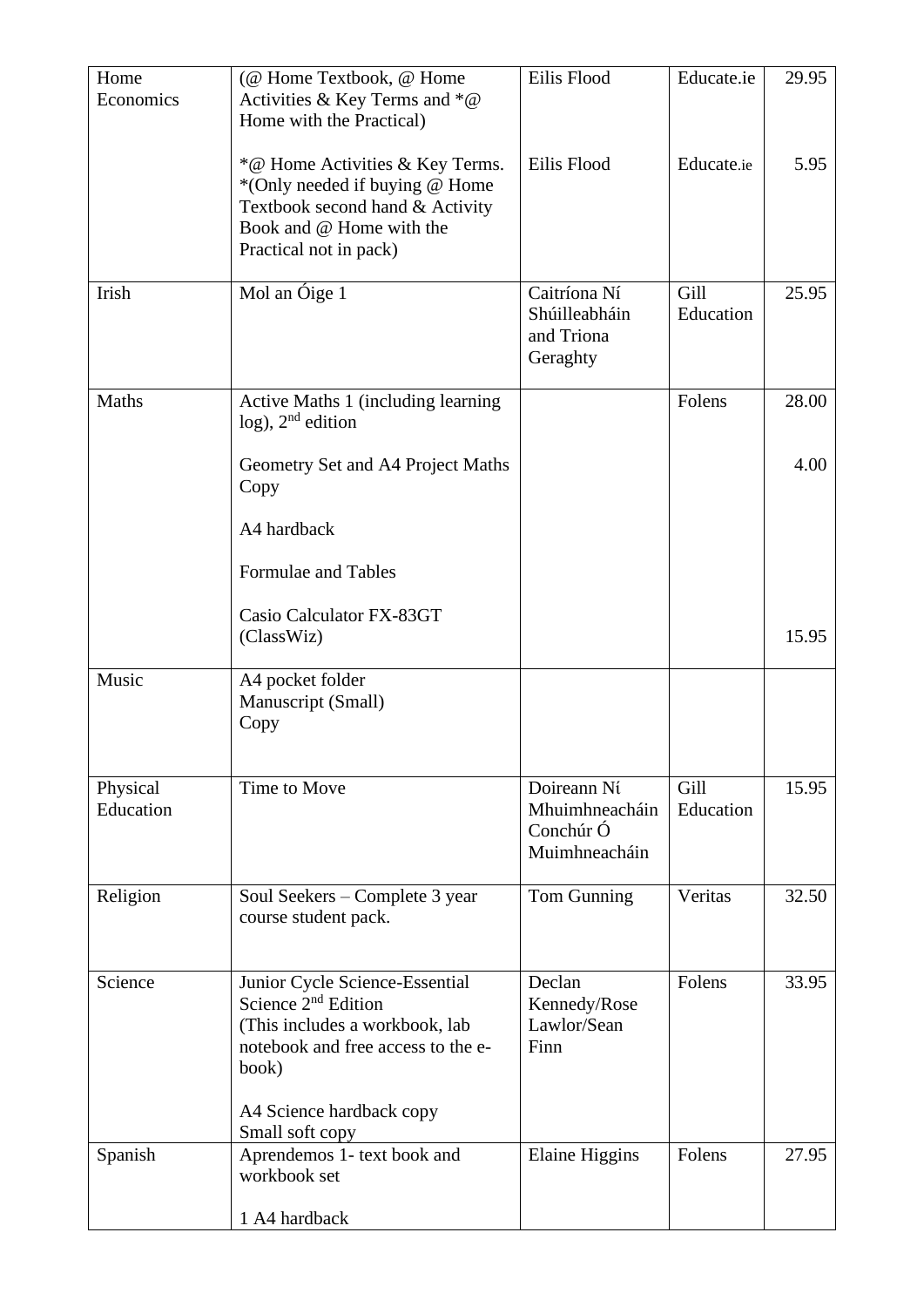| Home Economics | (@ Home Textbook, @ Home Activities & Key Terms and *@ Home with the Practical)<br><br>*@ Home Activities & Key Terms. *(Only needed if buying @ Home Textbook second hand & Activity Book and @ Home with the Practical not in pack) | Eilis Flood<br><br>Eilis Flood | Educate.ie<br><br>Educate.ie | 29.95<br><br>5.95 |
|---|---|---|---|---|
| Irish | Mol an Óige 1 | Caitríona Ní Shúilleabháin and Triona Geraghty | Gill Education | 25.95 |
| Maths | Active Maths 1 (including learning log), 2nd edition<br><br>Geometry Set and A4 Project Maths Copy<br><br>A4 hardback<br><br>Formulae and Tables<br><br>Casio Calculator FX-83GT (ClassWiz) | | Folens | 28.00<br><br>4.00<br><br><br><br><br><br>15.95 |
| Music | A4 pocket folder<br>Manuscript (Small)<br>Copy | | | |
| Physical Education | Time to Move | Doireann Ní Mhuimhneacháin Conchúr Ó Muimhneacháin | Gill Education | 15.95 |
| Religion | Soul Seekers – Complete 3 year course student pack. | Tom Gunning | Veritas | 32.50 |
| Science | Junior Cycle Science-Essential Science 2nd Edition (This includes a workbook, lab notebook and free access to the e-book)<br><br>A4 Science hardback copy<br>Small soft copy | Declan Kennedy/Rose Lawlor/Sean Finn | Folens | 33.95 |
| Spanish | Aprendemos 1- text book and workbook set<br><br>1 A4 hardback | Elaine Higgins | Folens | 27.95 |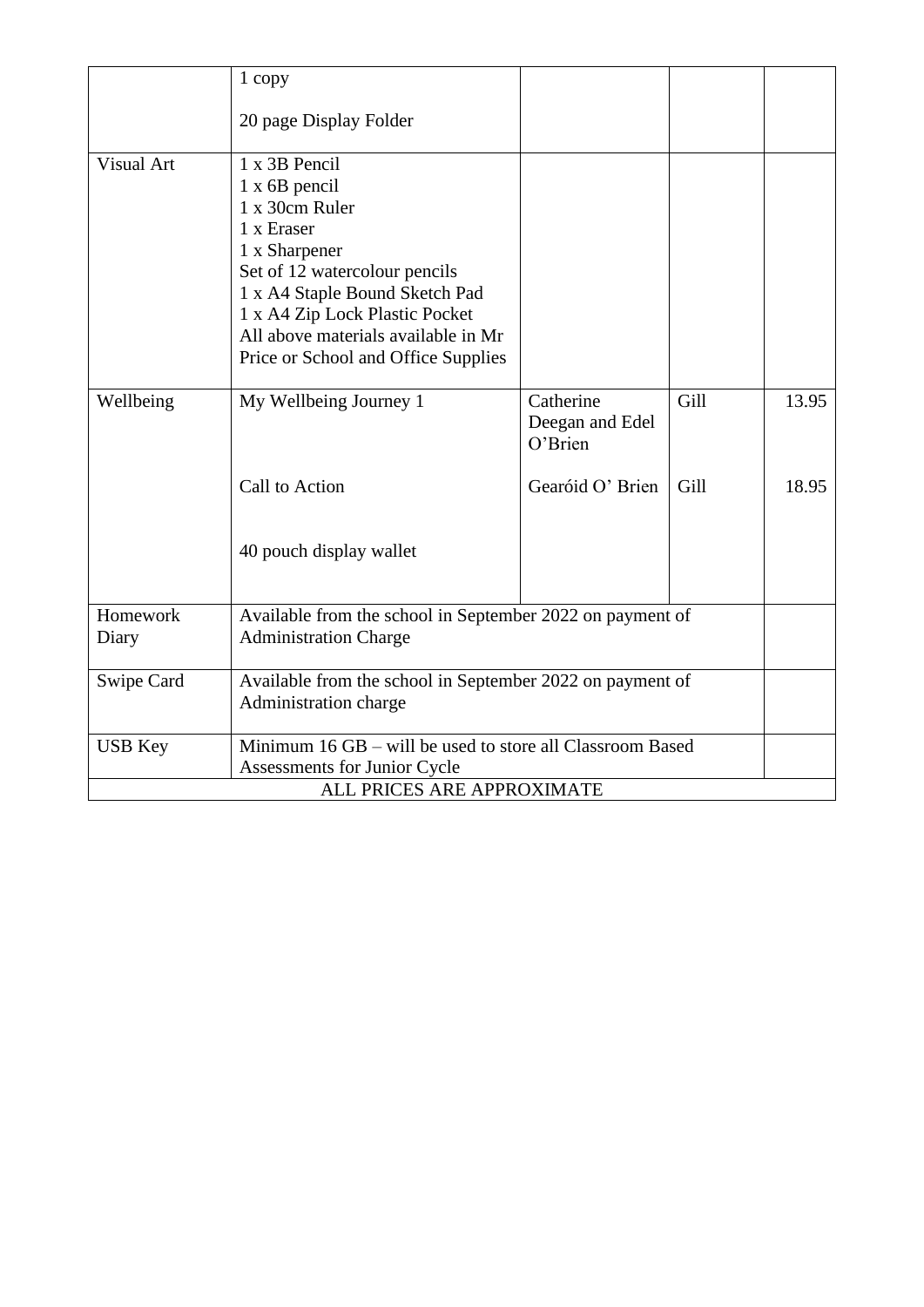| | | | | |
|---|---|---|---|---|
| | 1 copy<br><br>20 page Display Folder | | | |
| Visual Art | 1 x 3B Pencil<br>1 x 6B pencil<br>1 x 30cm Ruler<br>1 x Eraser<br>1 x Sharpener<br>Set of 12 watercolour pencils<br>1 x A4 Staple Bound Sketch Pad<br>1 x A4 Zip Lock Plastic Pocket<br>All above materials available in Mr Price or School and Office Supplies | | | |
| Wellbeing | My Wellbeing Journey 1<br><br>Call to Action<br><br>40 pouch display wallet | Catherine Deegan and Edel O'Brien<br><br>Gearóid O' Brien | Gill<br><br>Gill | 13.95<br><br>18.95 |
| Homework Diary | Available from the school in September 2022 on payment of Administration Charge | | | |
| Swipe Card | Available from the school in September 2022 on payment of Administration charge | | | |
| USB Key | Minimum 16 GB – will be used to store all Classroom Based Assessments for Junior Cycle | | | |
| ALL PRICES ARE APPROXIMATE | | | | |